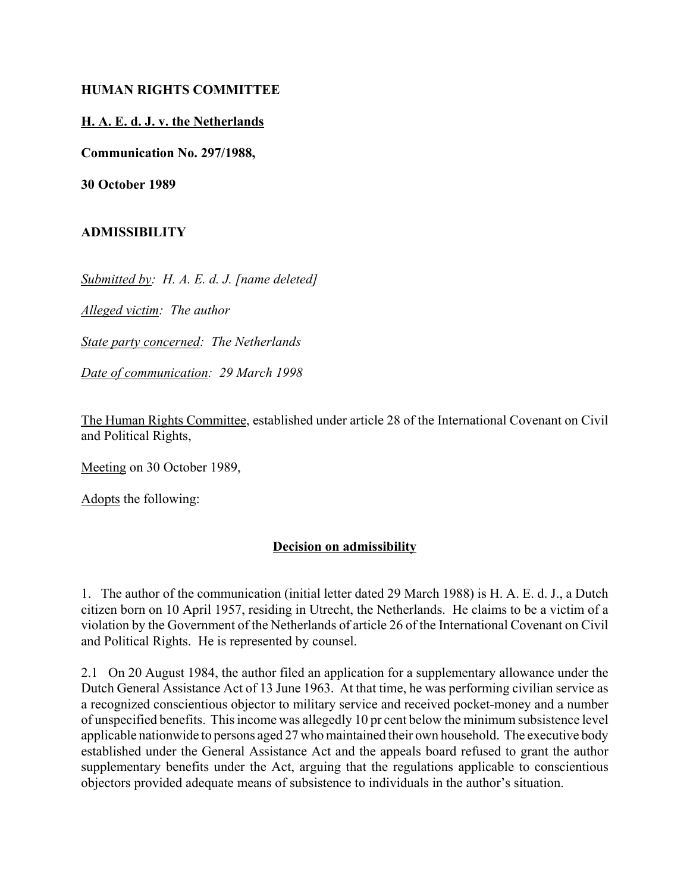**HUMAN RIGHTS COMMITTEE**

**H. A. E. d. J. v. the Netherlands**

**Communication No. 297/1988,**

**30 October 1989**

**ADMISSIBILITY**

*Submitted by: H. A. E. d. J. [name deleted]*

*Alleged victim: The author*

*State party concerned: The Netherlands*

*Date of communication: 29 March 1998*

The Human Rights Committee, established under article 28 of the International Covenant on Civil and Political Rights,

Meeting on 30 October 1989,

Adopts the following:

**Decision on admissibility**

1. The author of the communication (initial letter dated 29 March 1988) is H. A. E. d. J., a Dutch citizen born on 10 April 1957, residing in Utrecht, the Netherlands. He claims to be a victim of a violation by the Government of the Netherlands of article 26 of the International Covenant on Civil and Political Rights. He is represented by counsel.

2.1 On 20 August 1984, the author filed an application for a supplementary allowance under the Dutch General Assistance Act of 13 June 1963. At that time, he was performing civilian service as a recognized conscientious objector to military service and received pocket-money and a number of unspecified benefits. This income was allegedly 10 pr cent below the minimum subsistence level applicable nationwide to persons aged 27 who maintained their own household. The executive body established under the General Assistance Act and the appeals board refused to grant the author supplementary benefits under the Act, arguing that the regulations applicable to conscientious objectors provided adequate means of subsistence to individuals in the author's situation.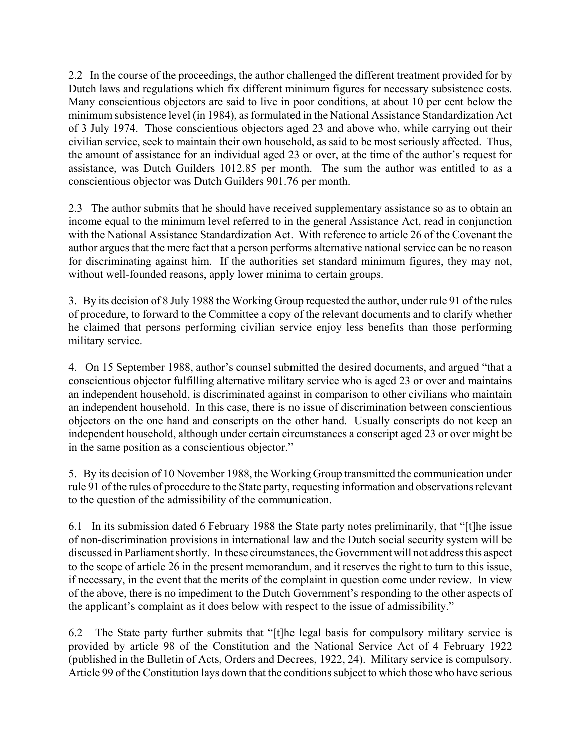2.2 In the course of the proceedings, the author challenged the different treatment provided for by Dutch laws and regulations which fix different minimum figures for necessary subsistence costs. Many conscientious objectors are said to live in poor conditions, at about 10 per cent below the minimum subsistence level (in 1984), as formulated in the National Assistance Standardization Act of 3 July 1974. Those conscientious objectors aged 23 and above who, while carrying out their civilian service, seek to maintain their own household, as said to be most seriously affected. Thus, the amount of assistance for an individual aged 23 or over, at the time of the author's request for assistance, was Dutch Guilders 1012.85 per month. The sum the author was entitled to as a conscientious objector was Dutch Guilders 901.76 per month.

2.3 The author submits that he should have received supplementary assistance so as to obtain an income equal to the minimum level referred to in the general Assistance Act, read in conjunction with the National Assistance Standardization Act. With reference to article 26 of the Covenant the author argues that the mere fact that a person performs alternative national service can be no reason for discriminating against him. If the authorities set standard minimum figures, they may not, without well-founded reasons, apply lower minima to certain groups.

3. By its decision of 8 July 1988 the Working Group requested the author, under rule 91 of the rules of procedure, to forward to the Committee a copy of the relevant documents and to clarify whether he claimed that persons performing civilian service enjoy less benefits than those performing military service.

4. On 15 September 1988, author's counsel submitted the desired documents, and argued "that a conscientious objector fulfilling alternative military service who is aged 23 or over and maintains an independent household, is discriminated against in comparison to other civilians who maintain an independent household. In this case, there is no issue of discrimination between conscientious objectors on the one hand and conscripts on the other hand. Usually conscripts do not keep an independent household, although under certain circumstances a conscript aged 23 or over might be in the same position as a conscientious objector."

5. By its decision of 10 November 1988, the Working Group transmitted the communication under rule 91 of the rules of procedure to the State party, requesting information and observations relevant to the question of the admissibility of the communication.

6.1 In its submission dated 6 February 1988 the State party notes preliminarily, that "[t]he issue of non-discrimination provisions in international law and the Dutch social security system will be discussed in Parliament shortly. In these circumstances, the Government will not address this aspect to the scope of article 26 in the present memorandum, and it reserves the right to turn to this issue, if necessary, in the event that the merits of the complaint in question come under review. In view of the above, there is no impediment to the Dutch Government's responding to the other aspects of the applicant's complaint as it does below with respect to the issue of admissibility."

6.2 The State party further submits that "[t]he legal basis for compulsory military service is provided by article 98 of the Constitution and the National Service Act of 4 February 1922 (published in the Bulletin of Acts, Orders and Decrees, 1922, 24). Military service is compulsory. Article 99 of the Constitution lays down that the conditions subject to which those who have serious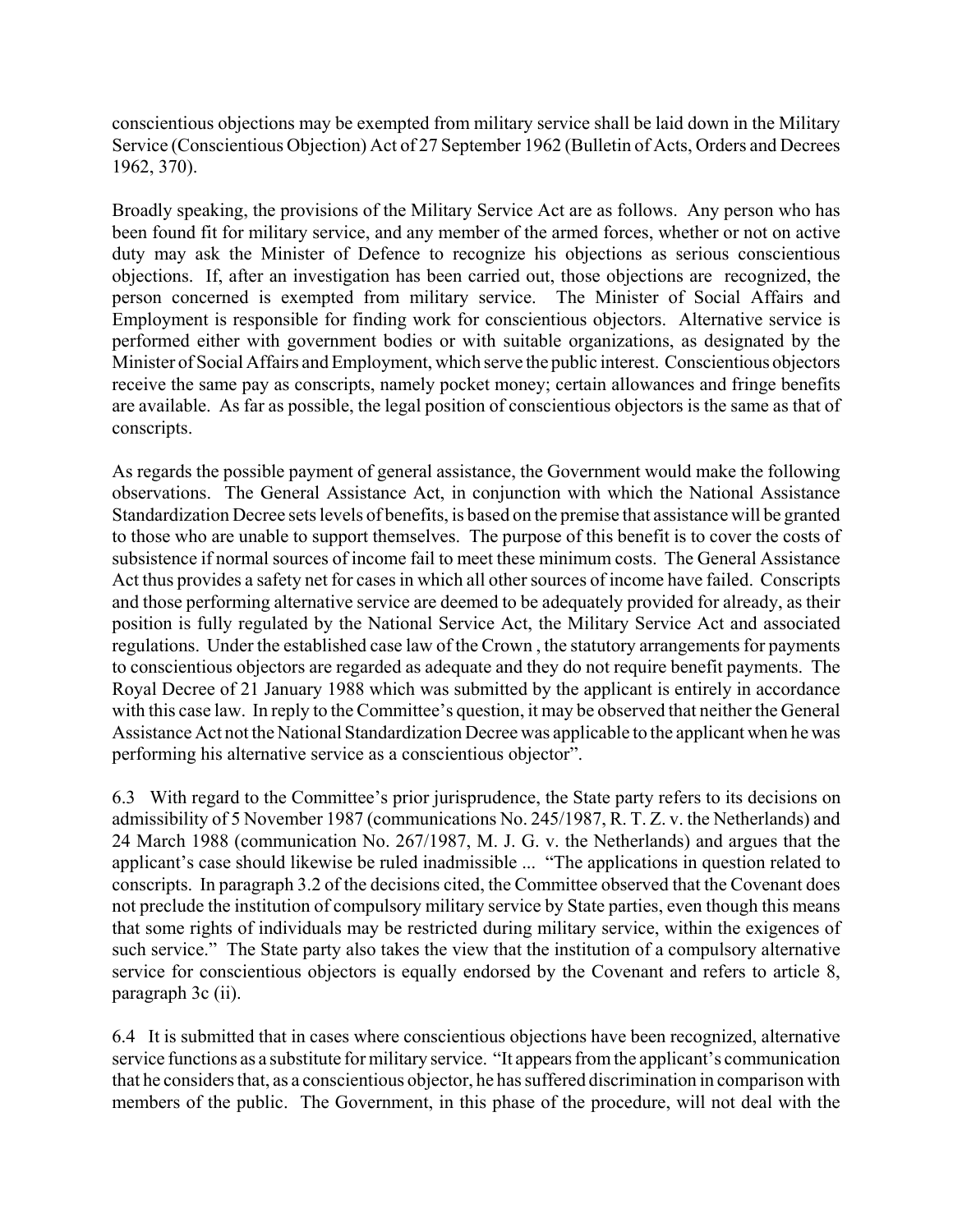conscientious objections may be exempted from military service shall be laid down in the Military Service (Conscientious Objection) Act of 27 September 1962 (Bulletin of Acts, Orders and Decrees 1962, 370).

Broadly speaking, the provisions of the Military Service Act are as follows. Any person who has been found fit for military service, and any member of the armed forces, whether or not on active duty may ask the Minister of Defence to recognize his objections as serious conscientious objections. If, after an investigation has been carried out, those objections are recognized, the person concerned is exempted from military service. The Minister of Social Affairs and Employment is responsible for finding work for conscientious objectors. Alternative service is performed either with government bodies or with suitable organizations, as designated by the Minister of Social Affairs and Employment, which serve the public interest. Conscientious objectors receive the same pay as conscripts, namely pocket money; certain allowances and fringe benefits are available. As far as possible, the legal position of conscientious objectors is the same as that of conscripts.

As regards the possible payment of general assistance, the Government would make the following observations. The General Assistance Act, in conjunction with which the National Assistance Standardization Decree sets levels of benefits, is based on the premise that assistance will be granted to those who are unable to support themselves. The purpose of this benefit is to cover the costs of subsistence if normal sources of income fail to meet these minimum costs. The General Assistance Act thus provides a safety net for cases in which all other sources of income have failed. Conscripts and those performing alternative service are deemed to be adequately provided for already, as their position is fully regulated by the National Service Act, the Military Service Act and associated regulations. Under the established case law of the Crown , the statutory arrangements for payments to conscientious objectors are regarded as adequate and they do not require benefit payments. The Royal Decree of 21 January 1988 which was submitted by the applicant is entirely in accordance with this case law. In reply to the Committee's question, it may be observed that neither the General Assistance Act not the National Standardization Decree was applicable to the applicant when he was performing his alternative service as a conscientious objector".

6.3 With regard to the Committee's prior jurisprudence, the State party refers to its decisions on admissibility of 5 November 1987 (communications No. 245/1987, R. T. Z. v. the Netherlands) and 24 March 1988 (communication No. 267/1987, M. J. G. v. the Netherlands) and argues that the applicant's case should likewise be ruled inadmissible ... "The applications in question related to conscripts. In paragraph 3.2 of the decisions cited, the Committee observed that the Covenant does not preclude the institution of compulsory military service by State parties, even though this means that some rights of individuals may be restricted during military service, within the exigences of such service." The State party also takes the view that the institution of a compulsory alternative service for conscientious objectors is equally endorsed by the Covenant and refers to article 8, paragraph 3c (ii).

6.4 It is submitted that in cases where conscientious objections have been recognized, alternative service functions as a substitute for military service. "It appears from the applicant's communication that he considers that, as a conscientious objector, he has suffered discrimination in comparison with members of the public. The Government, in this phase of the procedure, will not deal with the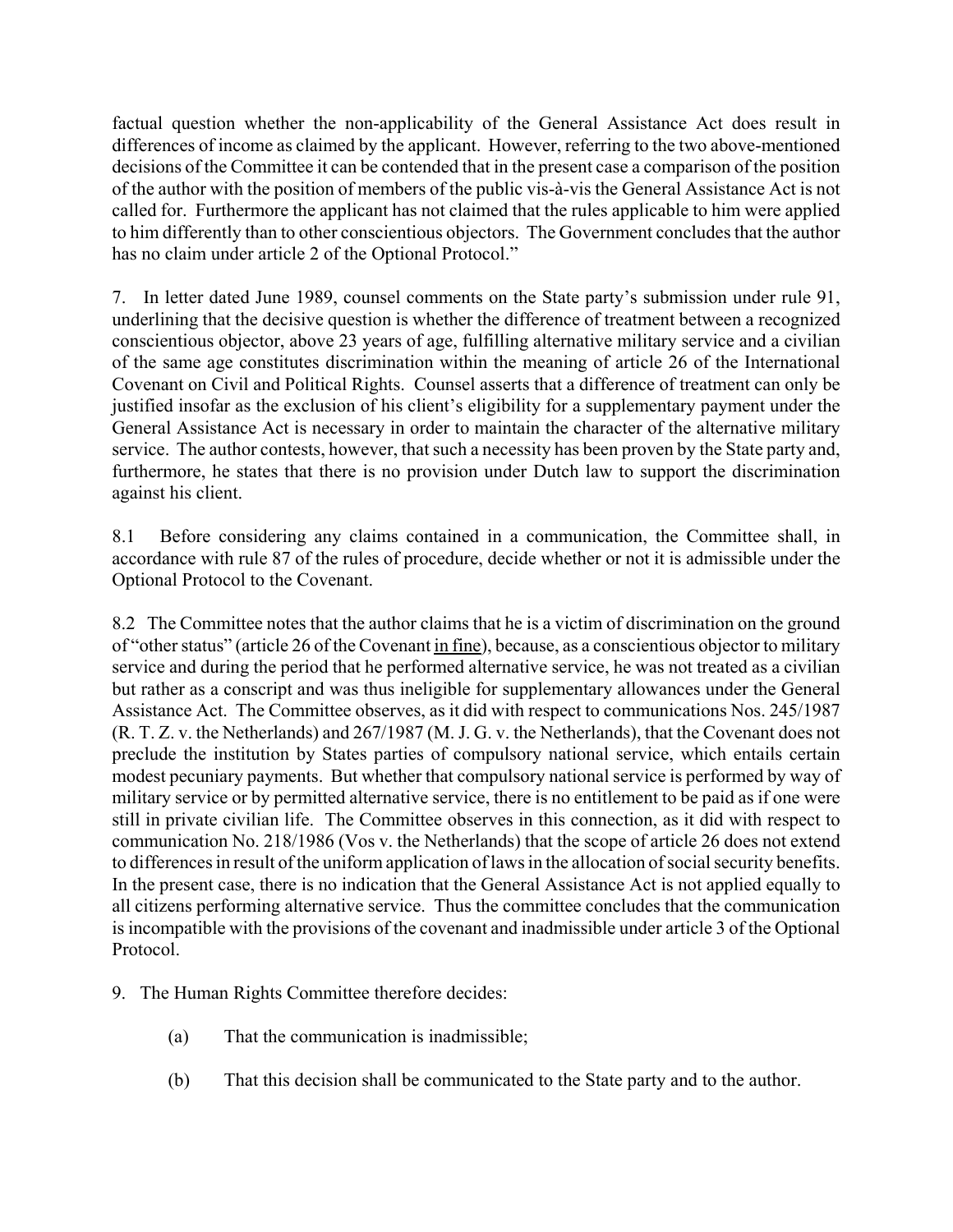factual question whether the non-applicability of the General Assistance Act does result in differences of income as claimed by the applicant. However, referring to the two above-mentioned decisions of the Committee it can be contended that in the present case a comparison of the position of the author with the position of members of the public vis-à-vis the General Assistance Act is not called for. Furthermore the applicant has not claimed that the rules applicable to him were applied to him differently than to other conscientious objectors. The Government concludes that the author has no claim under article 2 of the Optional Protocol."

7. In letter dated June 1989, counsel comments on the State party's submission under rule 91, underlining that the decisive question is whether the difference of treatment between a recognized conscientious objector, above 23 years of age, fulfilling alternative military service and a civilian of the same age constitutes discrimination within the meaning of article 26 of the International Covenant on Civil and Political Rights. Counsel asserts that a difference of treatment can only be justified insofar as the exclusion of his client's eligibility for a supplementary payment under the General Assistance Act is necessary in order to maintain the character of the alternative military service. The author contests, however, that such a necessity has been proven by the State party and, furthermore, he states that there is no provision under Dutch law to support the discrimination against his client.

8.1 Before considering any claims contained in a communication, the Committee shall, in accordance with rule 87 of the rules of procedure, decide whether or not it is admissible under the Optional Protocol to the Covenant.

8.2 The Committee notes that the author claims that he is a victim of discrimination on the ground of "other status" (article 26 of the Covenant in fine), because, as a conscientious objector to military service and during the period that he performed alternative service, he was not treated as a civilian but rather as a conscript and was thus ineligible for supplementary allowances under the General Assistance Act. The Committee observes, as it did with respect to communications Nos. 245/1987 (R. T. Z. v. the Netherlands) and 267/1987 (M. J. G. v. the Netherlands), that the Covenant does not preclude the institution by States parties of compulsory national service, which entails certain modest pecuniary payments. But whether that compulsory national service is performed by way of military service or by permitted alternative service, there is no entitlement to be paid as if one were still in private civilian life. The Committee observes in this connection, as it did with respect to communication No. 218/1986 (Vos v. the Netherlands) that the scope of article 26 does not extend to differences in result of the uniform application of laws in the allocation of social security benefits. In the present case, there is no indication that the General Assistance Act is not applied equally to all citizens performing alternative service. Thus the committee concludes that the communication is incompatible with the provisions of the covenant and inadmissible under article 3 of the Optional Protocol.

9. The Human Rights Committee therefore decides:

(a) That the communication is inadmissible;

(b) That this decision shall be communicated to the State party and to the author.